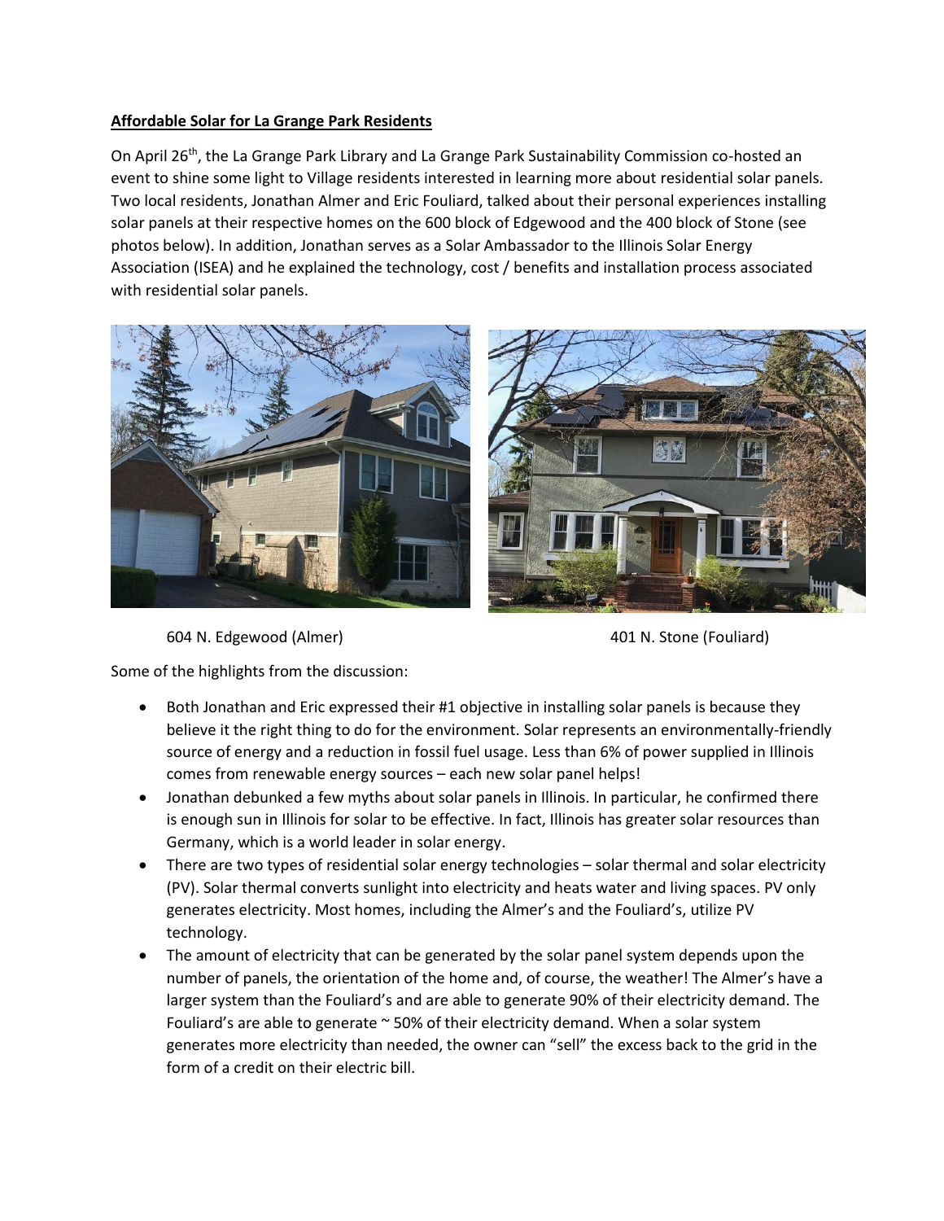**Affordable Solar for La Grange Park Residents**

On April 26th, the La Grange Park Library and La Grange Park Sustainability Commission co-hosted an event to shine some light to Village residents interested in learning more about residential solar panels. Two local residents, Jonathan Almer and Eric Fouliard, talked about their personal experiences installing solar panels at their respective homes on the 600 block of Edgewood and the 400 block of Stone (see photos below). In addition, Jonathan serves as a Solar Ambassador to the Illinois Solar Energy Association (ISEA) and he explained the technology, cost / benefits and installation process associated with residential solar panels.

604 N. Edgewood (Almer)

401 N. Stone (Fouliard)

Some of the highlights from the discussion:

- Both Jonathan and Eric expressed their #1 objective in installing solar panels is because they believe it the right thing to do for the environment. Solar represents an environmentally-friendly source of energy and a reduction in fossil fuel usage. Less than 6% of power supplied in Illinois comes from renewable energy sources – each new solar panel helps!
- Jonathan debunked a few myths about solar panels in Illinois. In particular, he confirmed there is enough sun in Illinois for solar to be effective. In fact, Illinois has greater solar resources than Germany, which is a world leader in solar energy.
- There are two types of residential solar energy technologies – solar thermal and solar electricity (PV). Solar thermal converts sunlight into electricity and heats water and living spaces. PV only generates electricity. Most homes, including the Almer's and the Fouliard's, utilize PV technology.
- The amount of electricity that can be generated by the solar panel system depends upon the number of panels, the orientation of the home and, of course, the weather! The Almer's have a larger system than the Fouliard's and are able to generate 90% of their electricity demand. The Fouliard's are able to generate ~ 50% of their electricity demand. When a solar system generates more electricity than needed, the owner can "sell" the excess back to the grid in the form of a credit on their electric bill.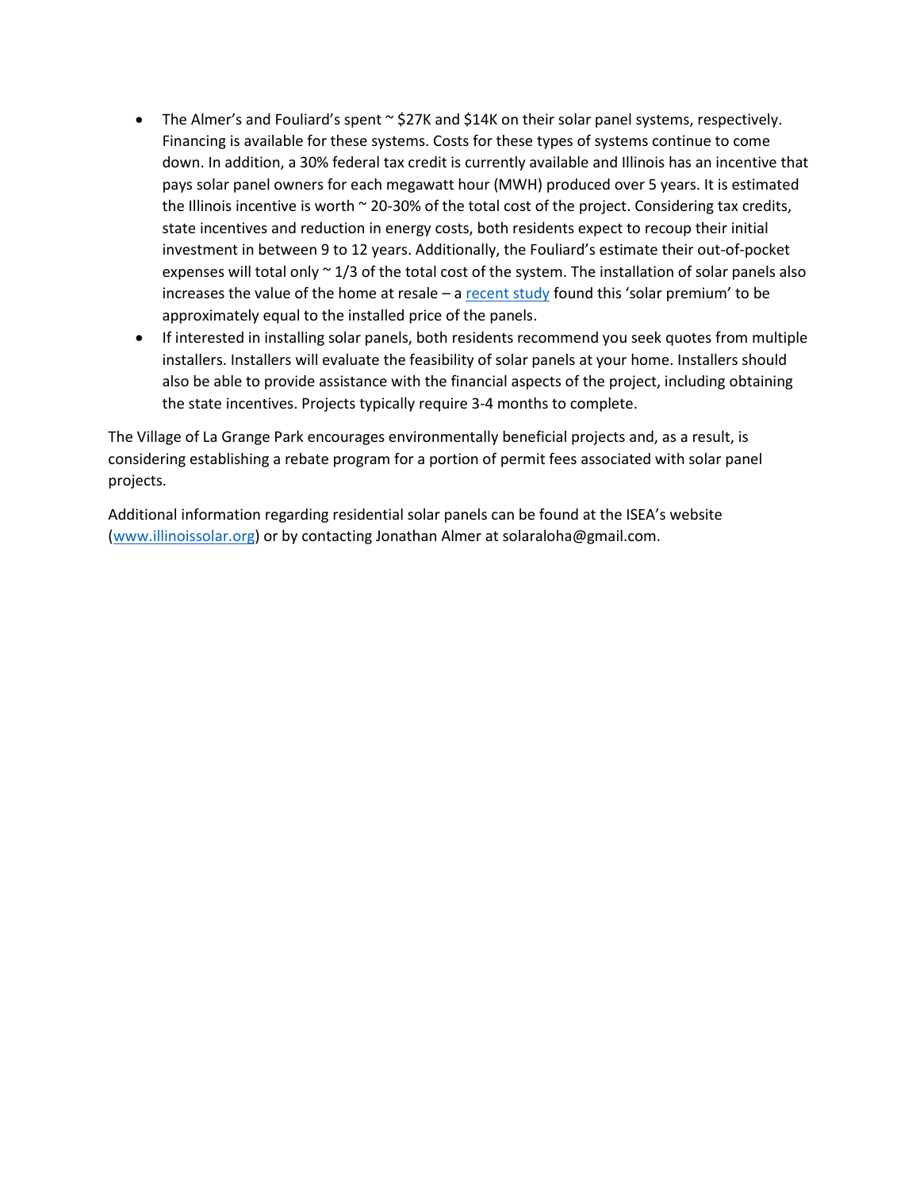- The Almer's and Fouliard's spent ~ $27K and $14K on their solar panel systems, respectively. Financing is available for these systems. Costs for these types of systems continue to come down. In addition, a 30% federal tax credit is currently available and Illinois has an incentive that pays solar panel owners for each megawatt hour (MWH) produced over 5 years. It is estimated the Illinois incentive is worth ~ 20-30% of the total cost of the project. Considering tax credits, state incentives and reduction in energy costs, both residents expect to recoup their initial investment in between 9 to 12 years. Additionally, the Fouliard's estimate their out-of-pocket expenses will total only ~ 1/3 of the total cost of the system. The installation of solar panels also increases the value of the home at resale – a recent study found this 'solar premium' to be approximately equal to the installed price of the panels.
- If interested in installing solar panels, both residents recommend you seek quotes from multiple installers. Installers will evaluate the feasibility of solar panels at your home. Installers should also be able to provide assistance with the financial aspects of the project, including obtaining the state incentives. Projects typically require 3-4 months to complete.

The Village of La Grange Park encourages environmentally beneficial projects and, as a result, is considering establishing a rebate program for a portion of permit fees associated with solar panel projects.

Additional information regarding residential solar panels can be found at the ISEA's website (www.illinoissolar.org) or by contacting Jonathan Almer at solaraloha@gmail.com.